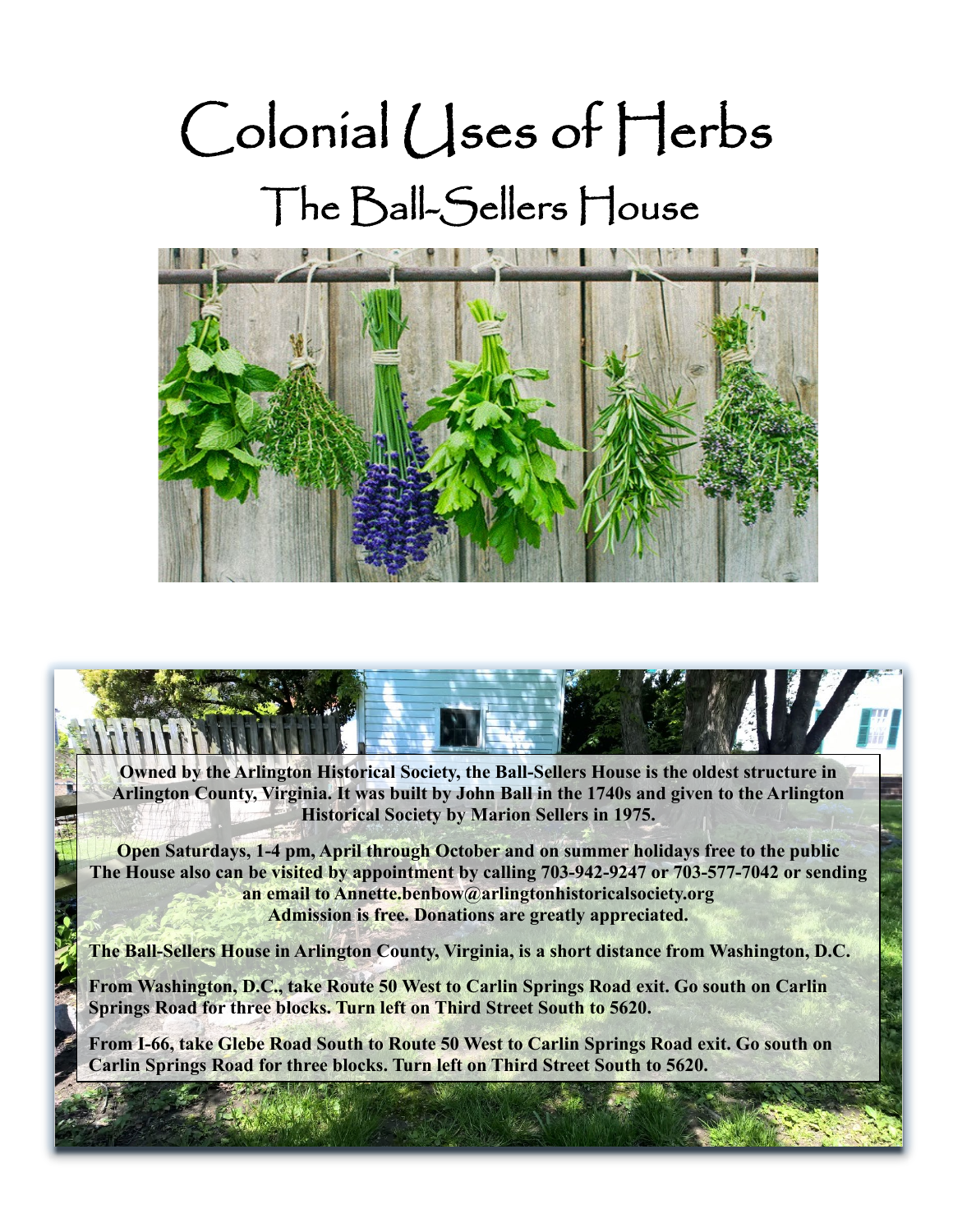# Colonial Uses of Herbs

## The Ball-Sellers House

**Owned by the Arlington Historical Society, the Ball-Sellers House is the oldest structure in Arlington County, Virginia. It was built by John Ball in the 1740s and given to the Arlington Historical Society by Marion Sellers in 1975.**

**Open Saturdays, 1-4 pm, April through October and on summer holidays free to the public**
**The House also can be visited by appointment by calling 703-942-9247 or 703-577-7042 or sending an email to Annette.benbow@arlingtonhistoricalsociety.org**
**Admission is free. Donations are greatly appreciated.**

**The Ball-Sellers House in Arlington County, Virginia, is a short distance from Washington, D.C.**

**From Washington, D.C., take Route 50 West to Carlin Springs Road exit. Go south on Carlin Springs Road for three blocks. Turn left on Third Street South to 5620.**

**From I-66, take Glebe Road South to Route 50 West to Carlin Springs Road exit. Go south on Carlin Springs Road for three blocks. Turn left on Third Street South to 5620.**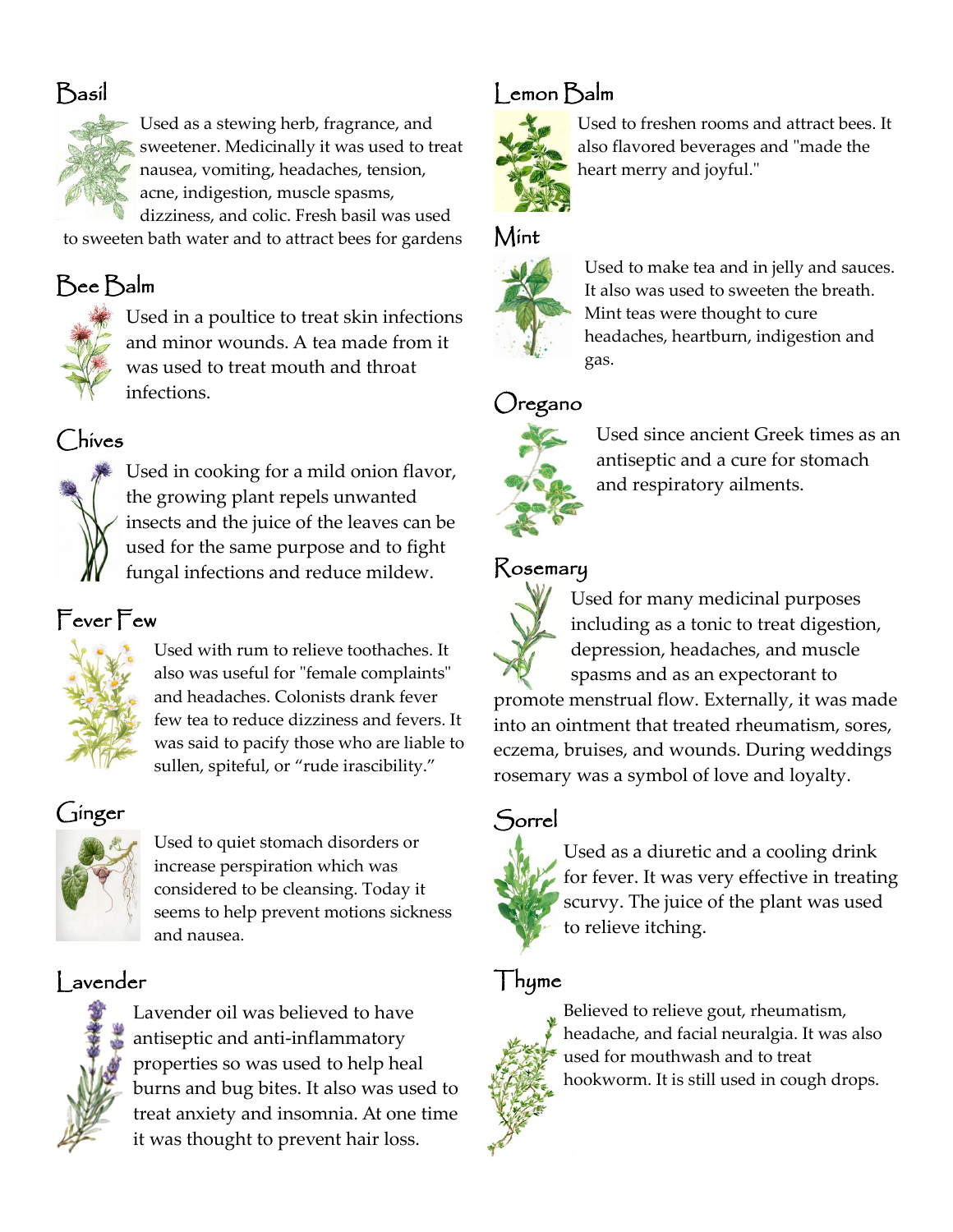## Basil

Used as a stewing herb, fragrance, and sweetener. Medicinally it was used to treat nausea, vomiting, headaches, tension, acne, indigestion, muscle spasms, dizziness, and colic. Fresh basil was used to sweeten bath water and to attract bees for gardens

## Bee Balm

Used in a poultice to treat skin infections and minor wounds. A tea made from it was used to treat mouth and throat infections.

## Chives

Used in cooking for a mild onion flavor, the growing plant repels unwanted insects and the juice of the leaves can be used for the same purpose and to fight fungal infections and reduce mildew.

## Fever Few

Used with rum to relieve toothaches. It also was useful for "female complaints" and headaches. Colonists drank fever few tea to reduce dizziness and fevers. It was said to pacify those who are liable to sullen, spiteful, or "rude irascibility."

## Ginger

Used to quiet stomach disorders or increase perspiration which was considered to be cleansing. Today it seems to help prevent motions sickness and nausea.

## Lavender

Lavender oil was believed to have antiseptic and anti-inflammatory properties so was used to help heal burns and bug bites. It also was used to treat anxiety and insomnia. At one time it was thought to prevent hair loss.

## Lemon Balm

Used to freshen rooms and attract bees. It also flavored beverages and "made the heart merry and joyful."

## Mint

Used to make tea and in jelly and sauces. It also was used to sweeten the breath. Mint teas were thought to cure headaches, heartburn, indigestion and gas.

## Oregano

Used since ancient Greek times as an antiseptic and a cure for stomach and respiratory ailments.

## Rosemary

Used for many medicinal purposes including as a tonic to treat digestion, depression, headaches, and muscle spasms and as an expectorant to promote menstrual flow. Externally, it was made into an ointment that treated rheumatism, sores, eczema, bruises, and wounds. During weddings rosemary was a symbol of love and loyalty.

## Sorrel

Used as a diuretic and a cooling drink for fever. It was very effective in treating scurvy. The juice of the plant was used to relieve itching.

## Thyme

Believed to relieve gout, rheumatism, headache, and facial neuralgia. It was also used for mouthwash and to treat hookworm. It is still used in cough drops.